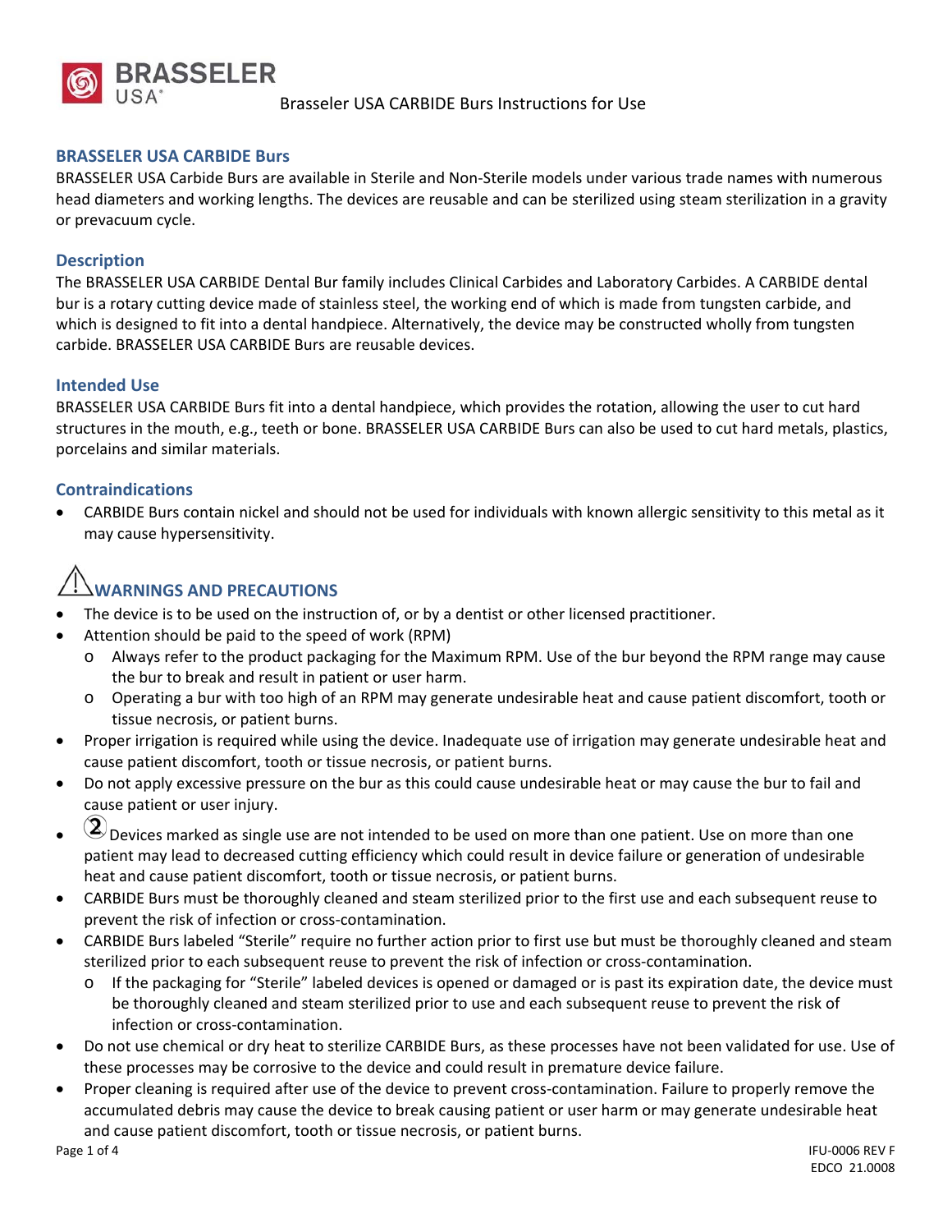Brasseler USA CARBIDE Burs Instructions for Use

## BRASSELER USA CARBIDE Burs

BRASSELER USA Carbide Burs are available in Sterile and Non-Sterile models under various trade names with numerous head diameters and working lengths. The devices are reusable and can be sterilized using steam sterilization in a gravity or prevacuum cycle.

## Description

The BRASSELER USA CARBIDE Dental Bur family includes Clinical Carbides and Laboratory Carbides. A CARBIDE dental bur is a rotary cutting device made of stainless steel, the working end of which is made from tungsten carbide, and which is designed to fit into a dental handpiece. Alternatively, the device may be constructed wholly from tungsten carbide. BRASSELER USA CARBIDE Burs are reusable devices.

## Intended Use

BRASSELER USA CARBIDE Burs fit into a dental handpiece, which provides the rotation, allowing the user to cut hard structures in the mouth, e.g., teeth or bone. BRASSELER USA CARBIDE Burs can also be used to cut hard metals, plastics, porcelains and similar materials.

## Contraindications

- CARBIDE Burs contain nickel and should not be used for individuals with known allergic sensitivity to this metal as it may cause hypersensitivity.

## ⚠ WARNINGS AND PRECAUTIONS

- The device is to be used on the instruction of, or by a dentist or other licensed practitioner.
- Attention should be paid to the speed of work (RPM)
  - Always refer to the product packaging for the Maximum RPM. Use of the bur beyond the RPM range may cause the bur to break and result in patient or user harm.
  - Operating a bur with too high of an RPM may generate undesirable heat and cause patient discomfort, tooth or tissue necrosis, or patient burns.
- Proper irrigation is required while using the device. Inadequate use of irrigation may generate undesirable heat and cause patient discomfort, tooth or tissue necrosis, or patient burns.
- Do not apply excessive pressure on the bur as this could cause undesirable heat or may cause the bur to fail and cause patient or user injury.
- ② Devices marked as single use are not intended to be used on more than one patient. Use on more than one patient may lead to decreased cutting efficiency which could result in device failure or generation of undesirable heat and cause patient discomfort, tooth or tissue necrosis, or patient burns.
- CARBIDE Burs must be thoroughly cleaned and steam sterilized prior to the first use and each subsequent reuse to prevent the risk of infection or cross-contamination.
- CARBIDE Burs labeled "Sterile" require no further action prior to first use but must be thoroughly cleaned and steam sterilized prior to each subsequent reuse to prevent the risk of infection or cross-contamination.
  - If the packaging for "Sterile" labeled devices is opened or damaged or is past its expiration date, the device must be thoroughly cleaned and steam sterilized prior to use and each subsequent reuse to prevent the risk of infection or cross-contamination.
- Do not use chemical or dry heat to sterilize CARBIDE Burs, as these processes have not been validated for use. Use of these processes may be corrosive to the device and could result in premature device failure.
- Proper cleaning is required after use of the device to prevent cross-contamination. Failure to properly remove the accumulated debris may cause the device to break causing patient or user harm or may generate undesirable heat and cause patient discomfort, tooth or tissue necrosis, or patient burns.

IFU-0006 REV F
EDCO 21.0008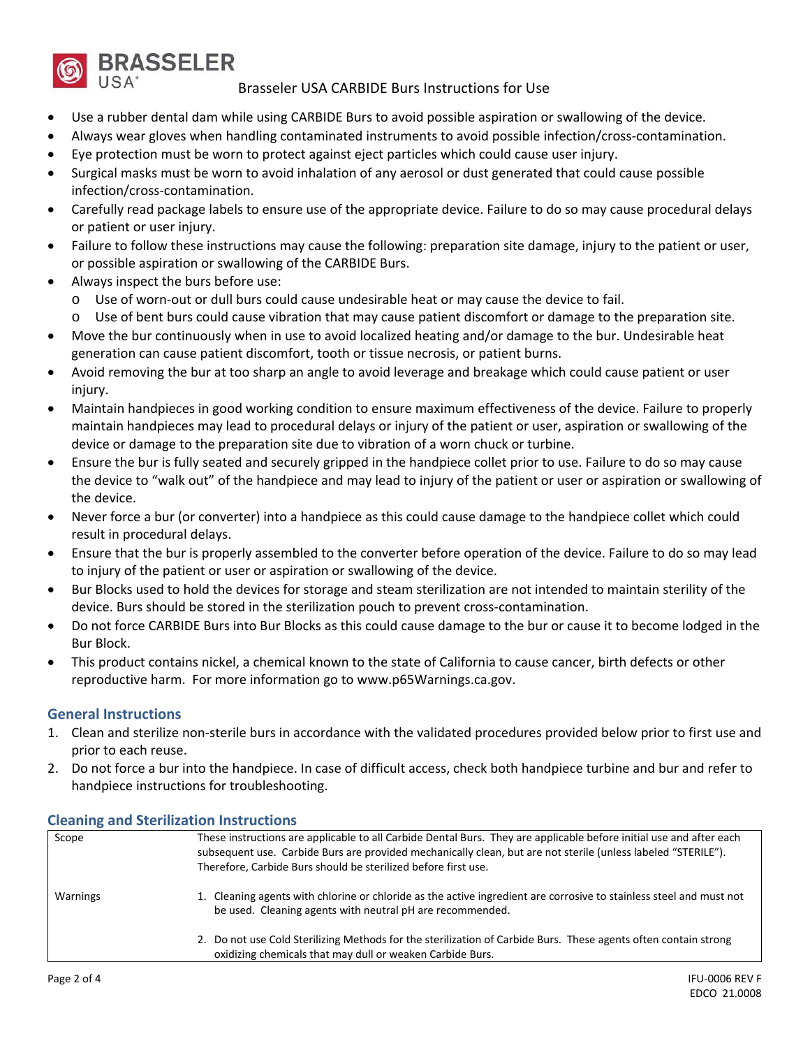Brasseler USA CARBIDE Burs Instructions for Use

- Use a rubber dental dam while using CARBIDE Burs to avoid possible aspiration or swallowing of the device.
- Always wear gloves when handling contaminated instruments to avoid possible infection/cross-contamination.
- Eye protection must be worn to protect against eject particles which could cause user injury.
- Surgical masks must be worn to avoid inhalation of any aerosol or dust generated that could cause possible infection/cross-contamination.
- Carefully read package labels to ensure use of the appropriate device. Failure to do so may cause procedural delays or patient or user injury.
- Failure to follow these instructions may cause the following: preparation site damage, injury to the patient or user, or possible aspiration or swallowing of the CARBIDE Burs.
- Always inspect the burs before use:
  - Use of worn-out or dull burs could cause undesirable heat or may cause the device to fail.
  - Use of bent burs could cause vibration that may cause patient discomfort or damage to the preparation site.
- Move the bur continuously when in use to avoid localized heating and/or damage to the bur. Undesirable heat generation can cause patient discomfort, tooth or tissue necrosis, or patient burns.
- Avoid removing the bur at too sharp an angle to avoid leverage and breakage which could cause patient or user injury.
- Maintain handpieces in good working condition to ensure maximum effectiveness of the device. Failure to properly maintain handpieces may lead to procedural delays or injury of the patient or user, aspiration or swallowing of the device or damage to the preparation site due to vibration of a worn chuck or turbine.
- Ensure the bur is fully seated and securely gripped in the handpiece collet prior to use. Failure to do so may cause the device to "walk out" of the handpiece and may lead to injury of the patient or user or aspiration or swallowing of the device.
- Never force a bur (or converter) into a handpiece as this could cause damage to the handpiece collet which could result in procedural delays.
- Ensure that the bur is properly assembled to the converter before operation of the device. Failure to do so may lead to injury of the patient or user or aspiration or swallowing of the device.
- Bur Blocks used to hold the devices for storage and steam sterilization are not intended to maintain sterility of the device. Burs should be stored in the sterilization pouch to prevent cross-contamination.
- Do not force CARBIDE Burs into Bur Blocks as this could cause damage to the bur or cause it to become lodged in the Bur Block.
- This product contains nickel, a chemical known to the state of California to cause cancer, birth defects or other reproductive harm. For more information go to www.p65Warnings.ca.gov.

## General Instructions

1. Clean and sterilize non-sterile burs in accordance with the validated procedures provided below prior to first use and prior to each reuse.
2. Do not force a bur into the handpiece. In case of difficult access, check both handpiece turbine and bur and refer to handpiece instructions for troubleshooting.

## Cleaning and Sterilization Instructions

| | |
|---|---|
| Scope | These instructions are applicable to all Carbide Dental Burs. They are applicable before initial use and after each subsequent use. Carbide Burs are provided mechanically clean, but are not sterile (unless labeled "STERILE"). Therefore, Carbide Burs should be sterilized before first use. |
| Warnings | 1. Cleaning agents with chlorine or chloride as the active ingredient are corrosive to stainless steel and must not be used. Cleaning agents with neutral pH are recommended.<br><br>2. Do not use Cold Sterilizing Methods for the sterilization of Carbide Burs. These agents often contain strong oxidizing chemicals that may dull or weaken Carbide Burs. |

IFU-0006 REV F
EDCO 21.0008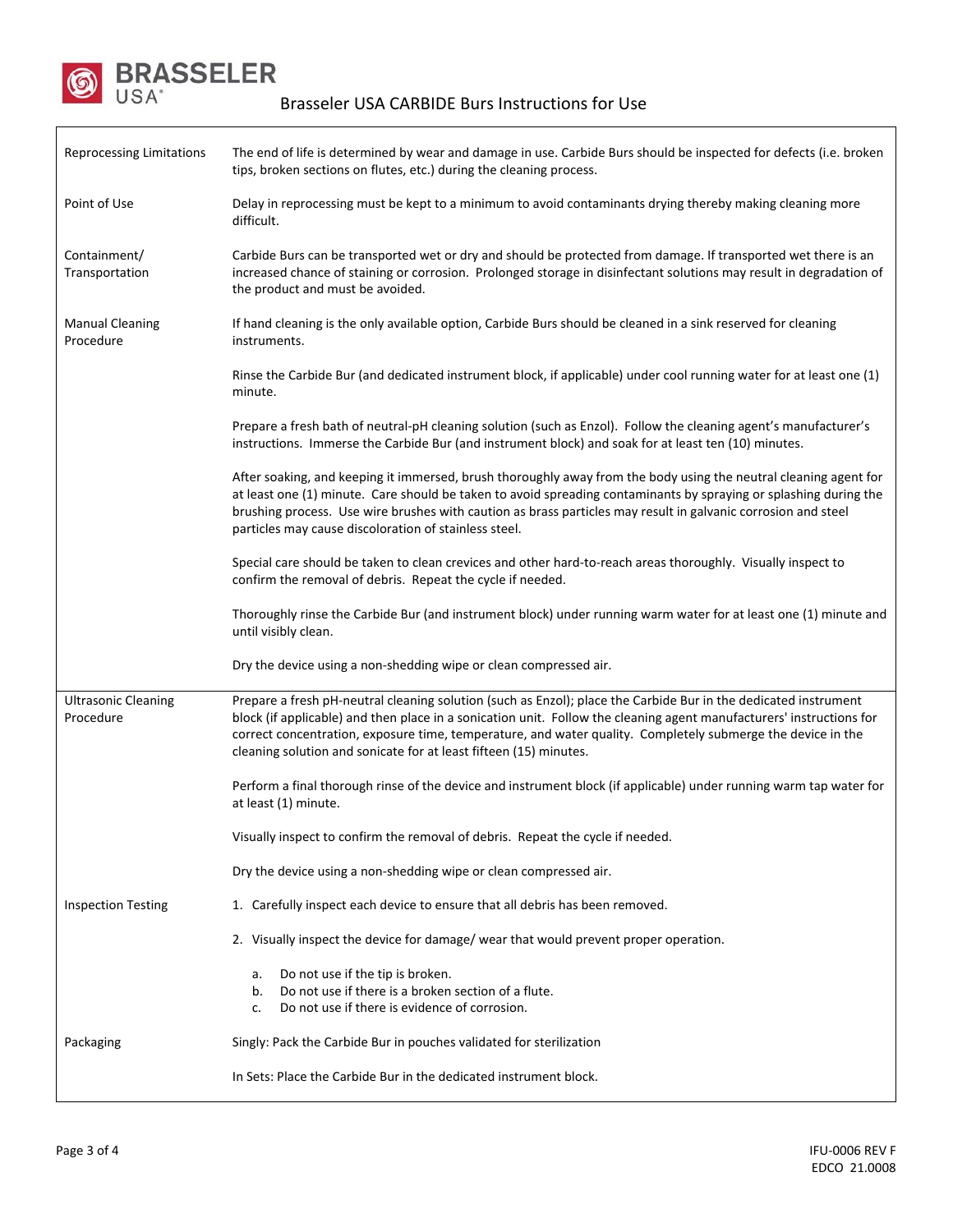| | |
|---|---|
| Reprocessing Limitations | The end of life is determined by wear and damage in use. Carbide Burs should be inspected for defects (i.e. broken tips, broken sections on flutes, etc.) during the cleaning process. |
| Point of Use | Delay in reprocessing must be kept to a minimum to avoid contaminants drying thereby making cleaning more difficult. |
| Containment/ Transportation | Carbide Burs can be transported wet or dry and should be protected from damage. If transported wet there is an increased chance of staining or corrosion. Prolonged storage in disinfectant solutions may result in degradation of the product and must be avoided. |
| Manual Cleaning Procedure | If hand cleaning is the only available option, Carbide Burs should be cleaned in a sink reserved for cleaning instruments. |
| | Rinse the Carbide Bur (and dedicated instrument block, if applicable) under cool running water for at least one (1) minute. |
| | Prepare a fresh bath of neutral-pH cleaning solution (such as Enzol). Follow the cleaning agent's manufacturer's instructions. Immerse the Carbide Bur (and instrument block) and soak for at least ten (10) minutes. |
| | After soaking, and keeping it immersed, brush thoroughly away from the body using the neutral cleaning agent for at least one (1) minute. Care should be taken to avoid spreading contaminants by spraying or splashing during the brushing process. Use wire brushes with caution as brass particles may result in galvanic corrosion and steel particles may cause discoloration of stainless steel. |
| | Special care should be taken to clean crevices and other hard-to-reach areas thoroughly. Visually inspect to confirm the removal of debris. Repeat the cycle if needed. |
| | Thoroughly rinse the Carbide Bur (and instrument block) under running warm water for at least one (1) minute and until visibly clean. |
| | Dry the device using a non-shedding wipe or clean compressed air. |
| Ultrasonic Cleaning Procedure | Prepare a fresh pH-neutral cleaning solution (such as Enzol); place the Carbide Bur in the dedicated instrument block (if applicable) and then place in a sonication unit. Follow the cleaning agent manufacturers' instructions for correct concentration, exposure time, temperature, and water quality. Completely submerge the device in the cleaning solution and sonicate for at least fifteen (15) minutes. |
| | Perform a final thorough rinse of the device and instrument block (if applicable) under running warm tap water for at least (1) minute. |
| | Visually inspect to confirm the removal of debris. Repeat the cycle if needed. |
| | Dry the device using a non-shedding wipe or clean compressed air. |
| Inspection Testing | 1. Carefully inspect each device to ensure that all debris has been removed. |
| | 2. Visually inspect the device for damage/ wear that would prevent proper operation. |
| | a. Do not use if the tip is broken.<br>b. Do not use if there is a broken section of a flute.<br>c. Do not use if there is evidence of corrosion. |
| Packaging | Singly: Pack the Carbide Bur in pouches validated for sterilization |
| | In Sets: Place the Carbide Bur in the dedicated instrument block. |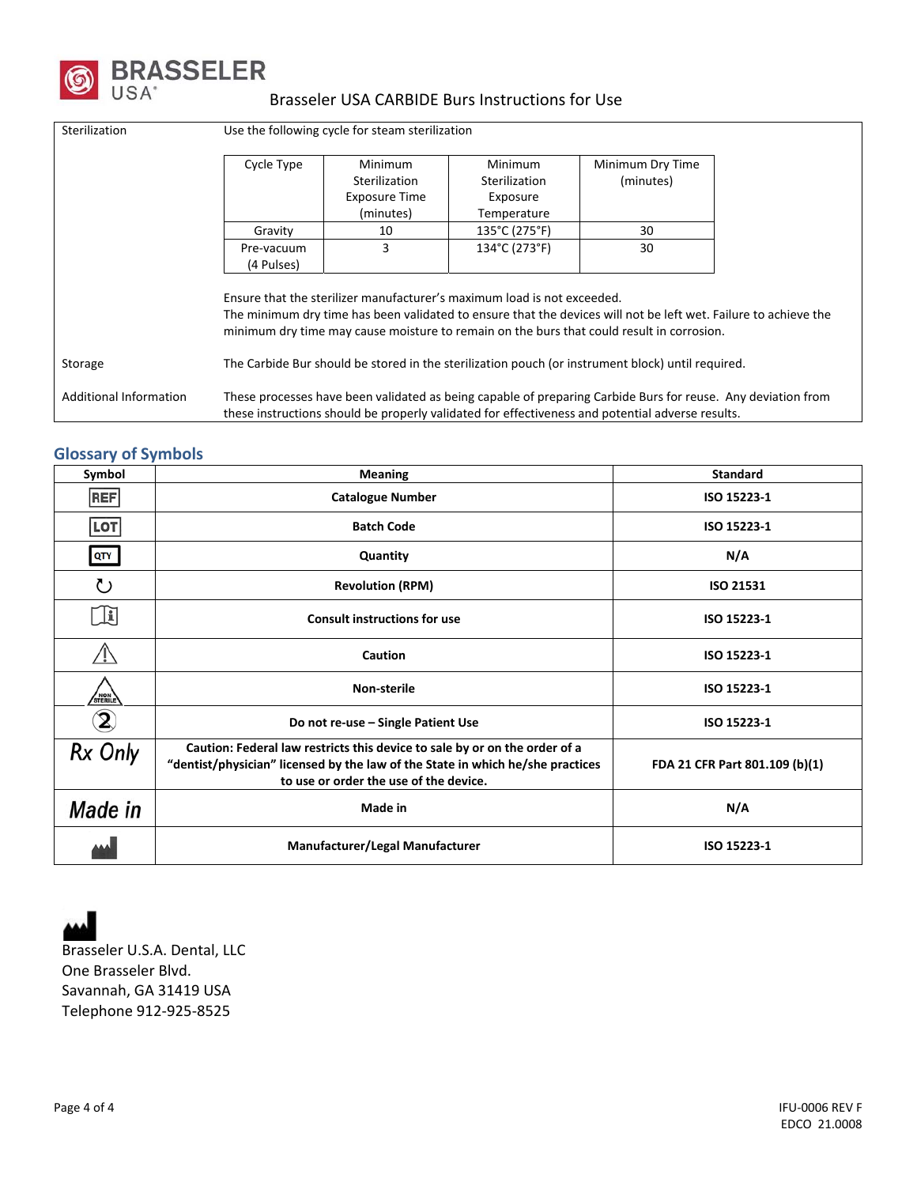| | |
|---|---|
| Sterilization | Use the following cycle for steam sterilization<br><br>Ensure that the sterilizer manufacturer's maximum load is not exceeded.<br>The minimum dry time has been validated to ensure that the devices will not be left wet. Failure to achieve the minimum dry time may cause moisture to remain on the burs that could result in corrosion. |
| Storage | The Carbide Bur should be stored in the sterilization pouch (or instrument block) until required. |
| Additional Information | These processes have been validated as being capable of preparing Carbide Burs for reuse. Any deviation from these instructions should be properly validated for effectiveness and potential adverse results. |

| Cycle Type | Minimum Sterilization Exposure Time (minutes) | Minimum Sterilization Exposure Temperature | Minimum Dry Time (minutes) |
|---|---|---|---|
| Gravity | 10 | 135°C (275°F) | 30 |
| Pre-vacuum (4 Pulses) | 3 | 134°C (273°F) | 30 |

## Glossary of Symbols

| Symbol | Meaning | Standard |
|---|---|---|
| REF | **Catalogue Number** | **ISO 15223-1** |
| LOT | **Batch Code** | **ISO 15223-1** |
| QTY | **Quantity** | **N/A** |
| ↻ | **Revolution (RPM)** | **ISO 21531** |
| | **Consult instructions for use** | **ISO 15223-1** |
| ⚠ | **Caution** | **ISO 15223-1** |
| NON STERILE | **Non-sterile** | **ISO 15223-1** |
| ② | **Do not re-use – Single Patient Use** | **ISO 15223-1** |
| *Rx Only* | **Caution: Federal law restricts this device to sale by or on the order of a "dentist/physician" licensed by the law of the State in which he/she practices to use or order the use of the device.** | **FDA 21 CFR Part 801.109 (b)(1)** |
| *Made in* | **Made in** | **N/A** |
| | **Manufacturer/Legal Manufacturer** | **ISO 15223-1** |

Brasseler U.S.A. Dental, LLC
One Brasseler Blvd.
Savannah, GA 31419 USA
Telephone 912-925-8525

IFU-0006 REV F
EDCO 21.0008